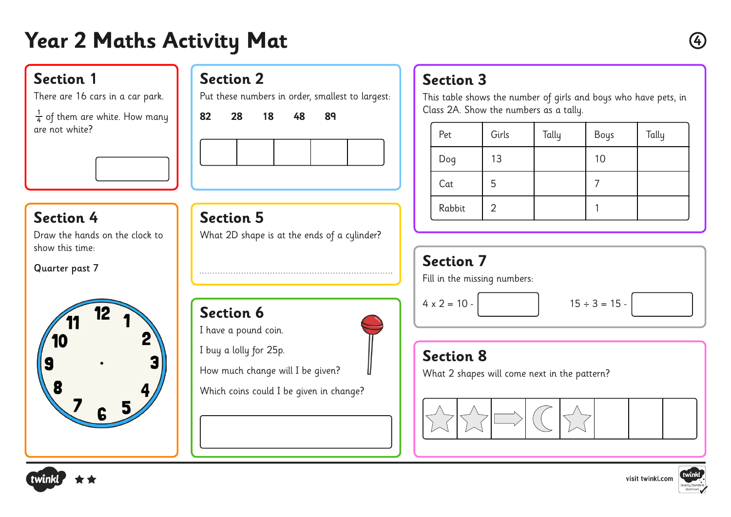# Year 2 Maths Activity Mat

## Section 1

There are 16 cars in a car park.

$\frac{1}{4}$ of them are white. How many are not white?

## Section 2

Put these numbers in order, smallest to largest:

**82 28 18 48 89**

| | | | | |
|---|---|---|---|---|
| | | | | |

## Section 3

This table shows the number of girls and boys who have pets, in Class 2A. Show the numbers as a tally.

| Pet | Girls | Tally | Boys | Tally |
|---|---|---|---|---|
| Dog | 13 | | 10 | |
| Cat | 5 | | 7 | |
| Rabbit | 2 | | 1 | |

## Section 4

Draw the hands on the clock to show this time:

Quarter past 7

## Section 5

What 2D shape is at the ends of a cylinder?

.......................................................................................

## Section 6

I have a pound coin.

I buy a lolly for 25p.

How much change will I be given?

Which coins could I be given in change?

## Section 7

Fill in the missing numbers:

4 x 2 = 10 - ☐     15 ÷ 3 = 15 - ☐

## Section 8

What 2 shapes will come next in the pattern?

| star | star | arrow | moon | star | | | |
|---|---|---|---|---|---|---|---|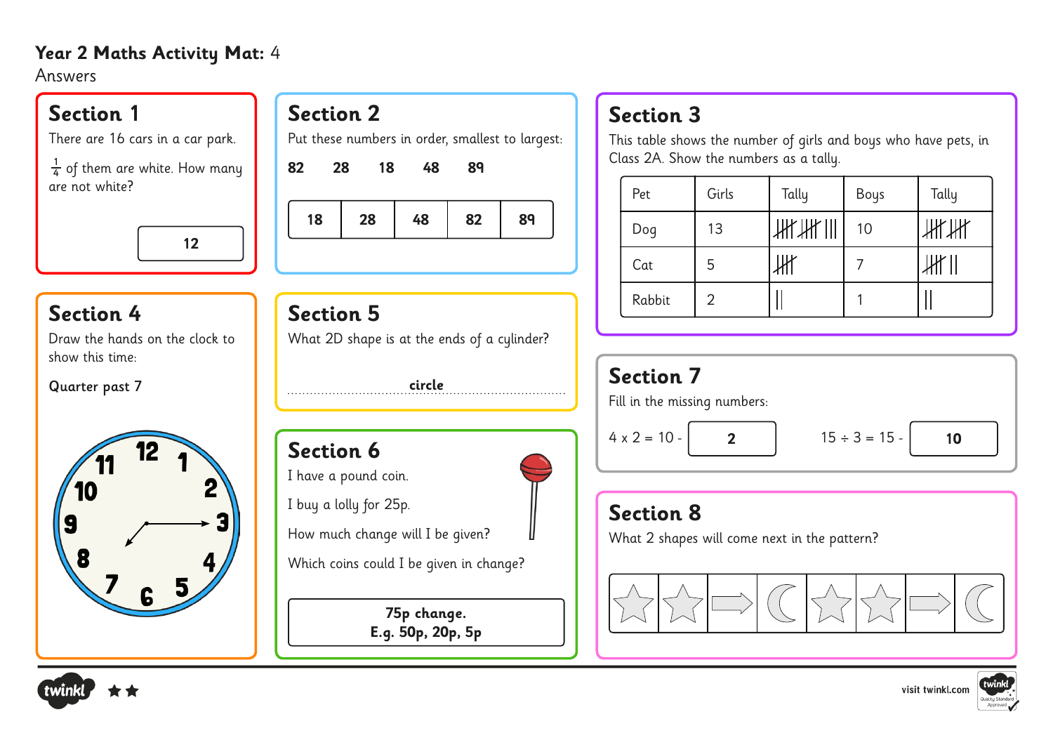**Year 2 Maths Activity Mat:** 4

Answers

## Section 1

There are 16 cars in a car park.

$\frac{1}{4}$ of them are white. How many are not white?

**12**

## Section 2

Put these numbers in order, smallest to largest:

**82 28 18 48 89**

| | | | | |
|---|---|---|---|---|
| **18** | **28** | **48** | **82** | **89** |

## Section 3

This table shows the number of girls and boys who have pets, in Class 2A. Show the numbers as a tally.

| Pet | Girls | Tally | Boys | Tally |
|---|---|---|---|---|
| Dog | 13 | 𝍸 𝍸 III | 10 | 𝍸 𝍸 |
| Cat | 5 | 𝍸 | 7 | 𝍸 II |
| Rabbit | 2 | II | 1 | II |

## Section 4

Draw the hands on the clock to show this time:

Quarter past 7

12 1 2 3 4 5 6 7 8 9 10 11

## Section 5

What 2D shape is at the ends of a cylinder?

**circle**

## Section 6

I have a pound coin.

I buy a lolly for 25p.

How much change will I be given?

Which coins could I be given in change?

**75p change.**
**E.g. 50p, 20p, 5p**

## Section 7

Fill in the missing numbers:

$4 \times 2 = 10 -$ **2**

$15 \div 3 = 15 -$ **10**

## Section 8

What 2 shapes will come next in the pattern?

visit twinkl.com